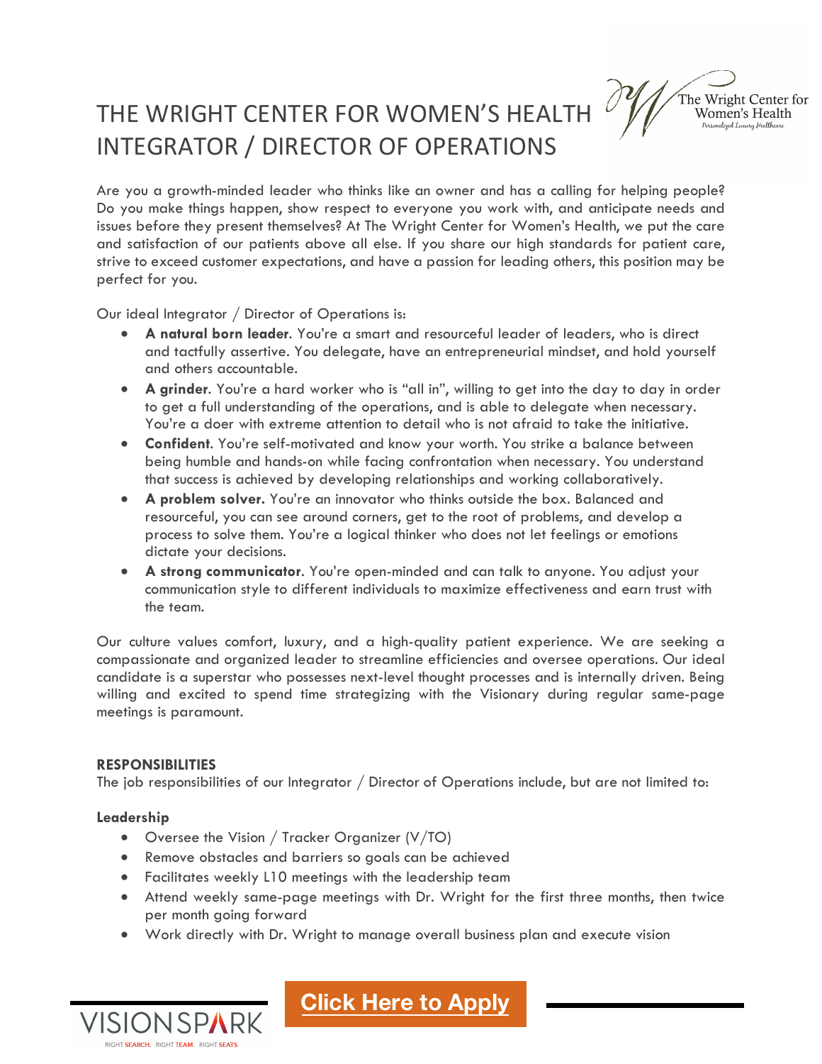# THE WRIGHT CENTER FOR WOMEN'S HEALTH
# INTEGRATOR / DIRECTOR OF OPERATIONS

The Wright Center for Women's Health
*Personalized Luxury Healthcare*

Are you a growth-minded leader who thinks like an owner and has a calling for helping people? Do you make things happen, show respect to everyone you work with, and anticipate needs and issues before they present themselves? At The Wright Center for Women's Health, we put the care and satisfaction of our patients above all else. If you share our high standards for patient care, strive to exceed customer expectations, and have a passion for leading others, this position may be perfect for you.

Our ideal Integrator / Director of Operations is:

- **A natural born leader**. You're a smart and resourceful leader of leaders, who is direct and tactfully assertive. You delegate, have an entrepreneurial mindset, and hold yourself and others accountable.
- **A grinder**. You're a hard worker who is "all in", willing to get into the day to day in order to get a full understanding of the operations, and is able to delegate when necessary. You're a doer with extreme attention to detail who is not afraid to take the initiative.
- **Confident**. You're self-motivated and know your worth. You strike a balance between being humble and hands-on while facing confrontation when necessary. You understand that success is achieved by developing relationships and working collaboratively.
- **A problem solver.** You're an innovator who thinks outside the box. Balanced and resourceful, you can see around corners, get to the root of problems, and develop a process to solve them. You're a logical thinker who does not let feelings or emotions dictate your decisions.
- **A strong communicator**. You're open-minded and can talk to anyone. You adjust your communication style to different individuals to maximize effectiveness and earn trust with the team.

Our culture values comfort, luxury, and a high-quality patient experience. We are seeking a compassionate and organized leader to streamline efficiencies and oversee operations. Our ideal candidate is a superstar who possesses next-level thought processes and is internally driven. Being willing and excited to spend time strategizing with the Visionary during regular same-page meetings is paramount.

## RESPONSIBILITIES

The job responsibilities of our Integrator / Director of Operations include, but are not limited to:

### Leadership

- Oversee the Vision / Tracker Organizer (V/TO)
- Remove obstacles and barriers so goals can be achieved
- Facilitates weekly L10 meetings with the leadership team
- Attend weekly same-page meetings with Dr. Wright for the first three months, then twice per month going forward
- Work directly with Dr. Wright to manage overall business plan and execute vision

VISIONSPARK
RIGHT SEARCH. RIGHT TEAM. RIGHT SEATS.

Click Here to Apply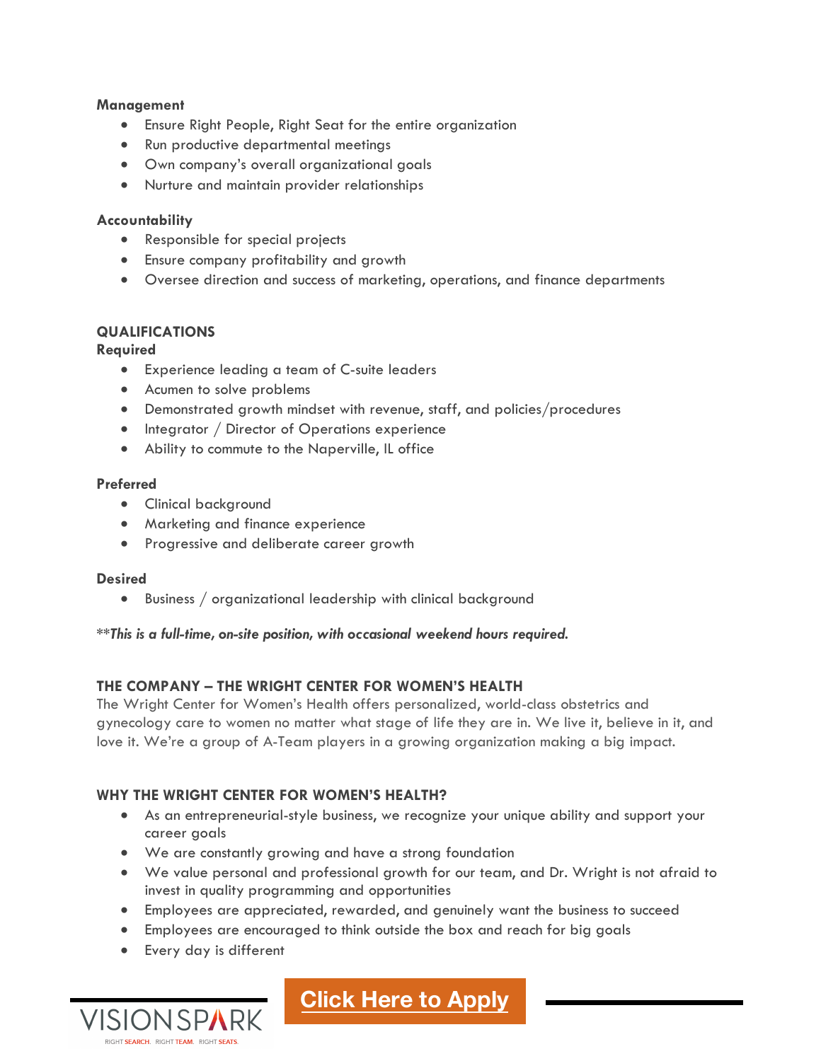**Management**

- Ensure Right People, Right Seat for the entire organization
- Run productive departmental meetings
- Own company's overall organizational goals
- Nurture and maintain provider relationships

**Accountability**

- Responsible for special projects
- Ensure company profitability and growth
- Oversee direction and success of marketing, operations, and finance departments

## QUALIFICATIONS

**Required**

- Experience leading a team of C-suite leaders
- Acumen to solve problems
- Demonstrated growth mindset with revenue, staff, and policies/procedures
- Integrator / Director of Operations experience
- Ability to commute to the Naperville, IL office

**Preferred**

- Clinical background
- Marketing and finance experience
- Progressive and deliberate career growth

**Desired**

- Business / organizational leadership with clinical background

***This is a full-time, on-site position, with occasional weekend hours required.***

## THE COMPANY – THE WRIGHT CENTER FOR WOMEN'S HEALTH

The Wright Center for Women's Health offers personalized, world-class obstetrics and gynecology care to women no matter what stage of life they are in. We live it, believe in it, and love it. We're a group of A-Team players in a growing organization making a big impact.

## WHY THE WRIGHT CENTER FOR WOMEN'S HEALTH?

- As an entrepreneurial-style business, we recognize your unique ability and support your career goals
- We are constantly growing and have a strong foundation
- We value personal and professional growth for our team, and Dr. Wright is not afraid to invest in quality programming and opportunities
- Employees are appreciated, rewarded, and genuinely want the business to succeed
- Employees are encouraged to think outside the box and reach for big goals
- Every day is different

VISIONSPARK
RIGHT SEARCH. RIGHT TEAM. RIGHT SEATS.

**Click Here to Apply**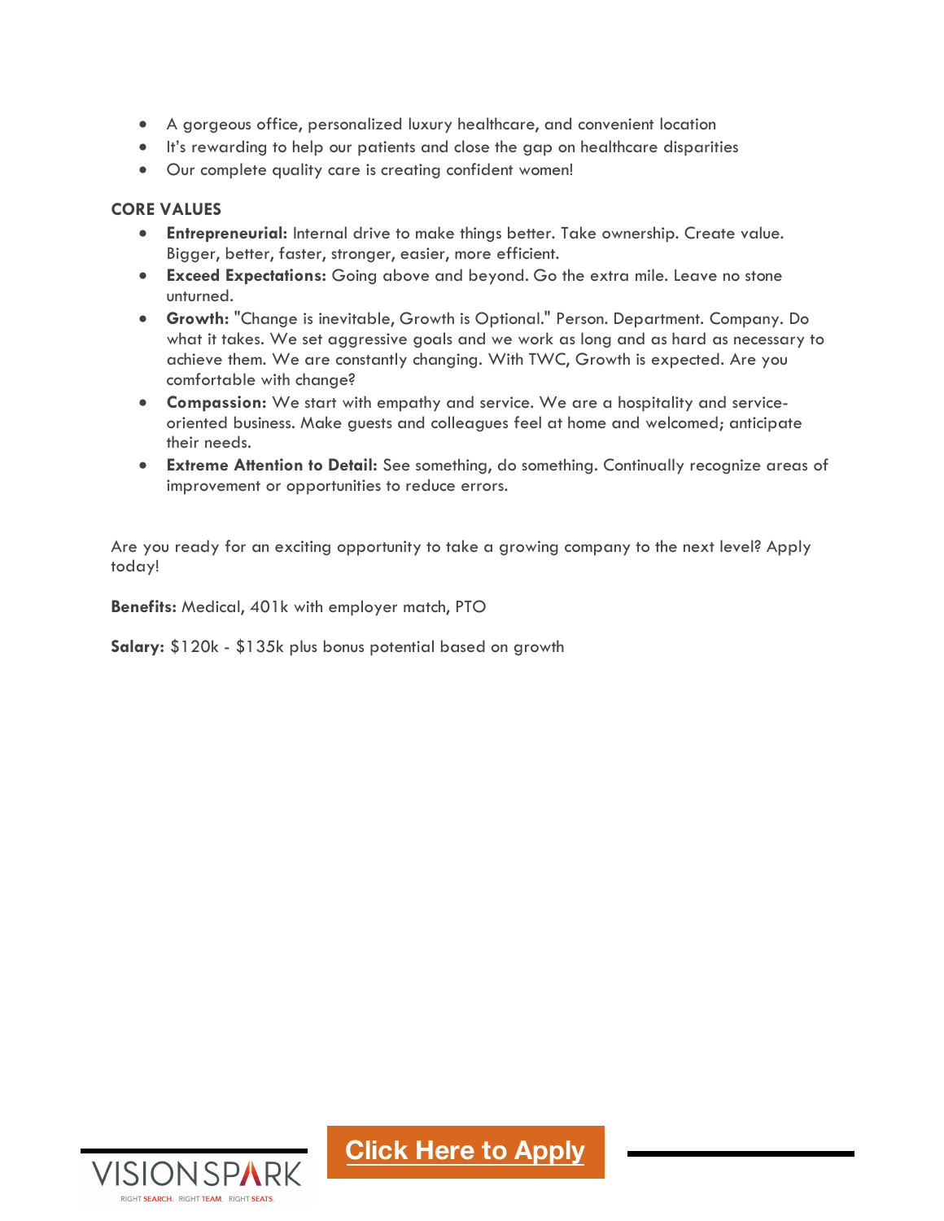- A gorgeous office, personalized luxury healthcare, and convenient location
- It's rewarding to help our patients and close the gap on healthcare disparities
- Our complete quality care is creating confident women!

**CORE VALUES**

- **Entrepreneurial:** Internal drive to make things better. Take ownership. Create value. Bigger, better, faster, stronger, easier, more efficient.
- **Exceed Expectations:** Going above and beyond. Go the extra mile. Leave no stone unturned.
- **Growth:** "Change is inevitable, Growth is Optional." Person. Department. Company. Do what it takes. We set aggressive goals and we work as long and as hard as necessary to achieve them. We are constantly changing. With TWC, Growth is expected. Are you comfortable with change?
- **Compassion:** We start with empathy and service. We are a hospitality and service-oriented business. Make guests and colleagues feel at home and welcomed; anticipate their needs.
- **Extreme Attention to Detail:** See something, do something. Continually recognize areas of improvement or opportunities to reduce errors.

Are you ready for an exciting opportunity to take a growing company to the next level? Apply today!

**Benefits:** Medical, 401k with employer match, PTO

**Salary:** $120k - $135k plus bonus potential based on growth

VISIONSPARK

RIGHT SEARCH. RIGHT TEAM. RIGHT SEATS.

Click Here to Apply